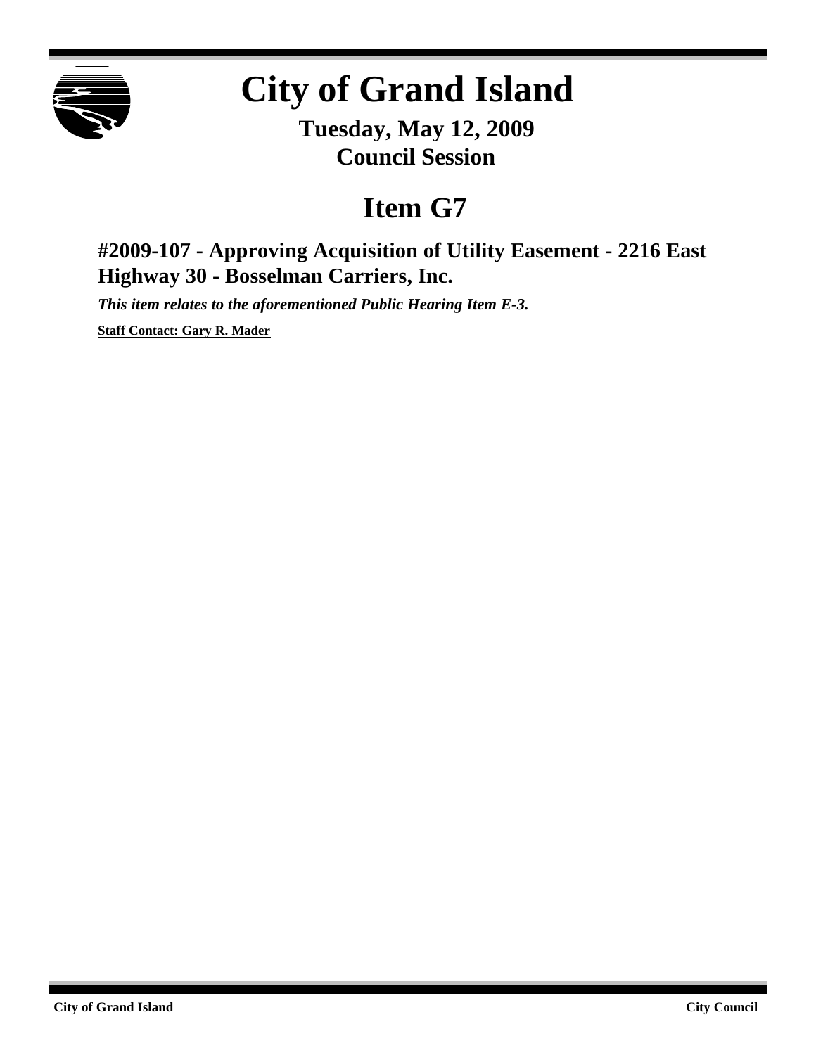# City of Grand Island

**Tuesday, May 12, 2009**
**Council Session**

## Item G7

### #2009-107 - Approving Acquisition of Utility Easement - 2216 East Highway 30 - Bosselman Carriers, Inc.

***This item relates to the aforementioned Public Hearing Item E-3.***

**Staff Contact: Gary R. Mader**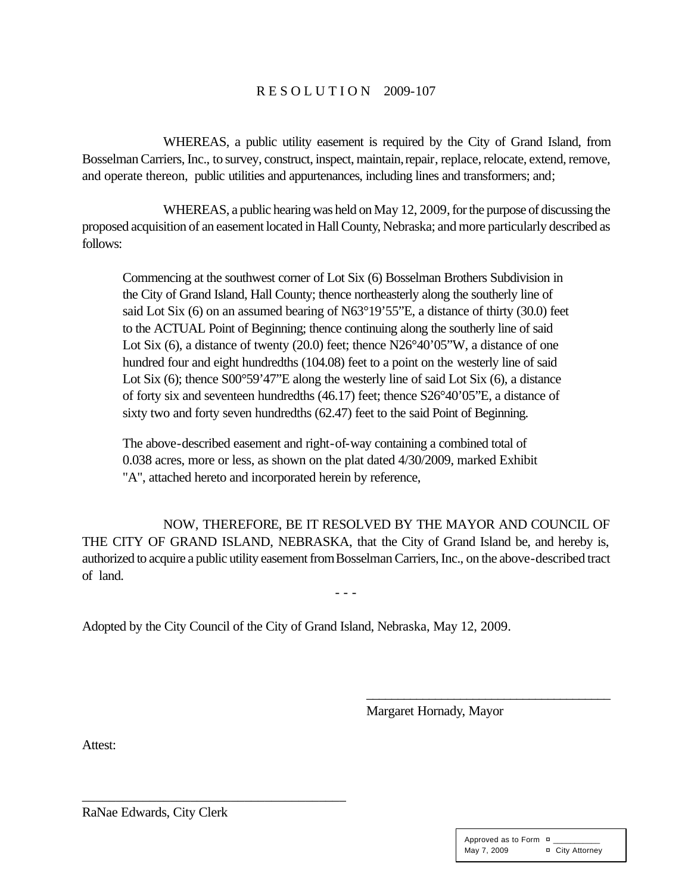# R E S O L U T I O N 2009-107

WHEREAS, a public utility easement is required by the City of Grand Island, from Bosselman Carriers, Inc., to survey, construct, inspect, maintain, repair, replace, relocate, extend, remove, and operate thereon, public utilities and appurtenances, including lines and transformers; and;

WHEREAS, a public hearing was held on May 12, 2009, for the purpose of discussing the proposed acquisition of an easement located in Hall County, Nebraska; and more particularly described as follows:

> Commencing at the southwest corner of Lot Six (6) Bosselman Brothers Subdivision in the City of Grand Island, Hall County; thence northeasterly along the southerly line of said Lot Six (6) on an assumed bearing of N63°19'55"E, a distance of thirty (30.0) feet to the ACTUAL Point of Beginning; thence continuing along the southerly line of said Lot Six (6), a distance of twenty (20.0) feet; thence N26°40'05"W, a distance of one hundred four and eight hundredths (104.08) feet to a point on the westerly line of said Lot Six (6); thence S00°59'47"E along the westerly line of said Lot Six (6), a distance of forty six and seventeen hundredths (46.17) feet; thence S26°40'05"E, a distance of sixty two and forty seven hundredths (62.47) feet to the said Point of Beginning.
>
> The above-described easement and right-of-way containing a combined total of 0.038 acres, more or less, as shown on the plat dated 4/30/2009, marked Exhibit "A", attached hereto and incorporated herein by reference,

NOW, THEREFORE, BE IT RESOLVED BY THE MAYOR AND COUNCIL OF THE CITY OF GRAND ISLAND, NEBRASKA, that the City of Grand Island be, and hereby is, authorized to acquire a public utility easement from Bosselman Carriers, Inc., on the above-described tract of land.

- - -

Adopted by the City Council of the City of Grand Island, Nebraska, May 12, 2009.

_____________________________________
Margaret Hornady, Mayor

Attest:

_____________________________________
RaNae Edwards, City Clerk

| Approved as to Form | ¤ ___________ |
|---|---|
| May 7, 2009 | ¤ City Attorney |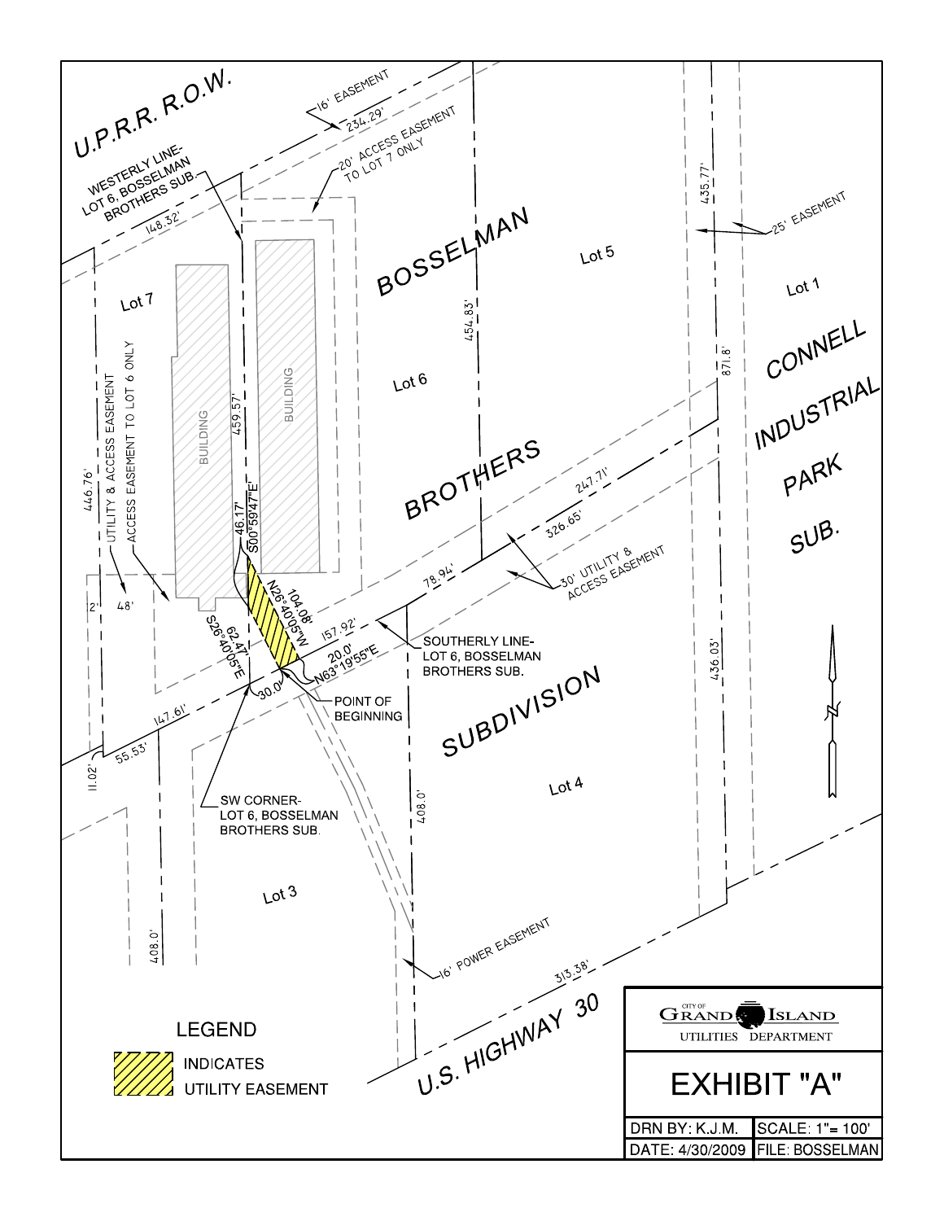U.P.R.R. R.O.W.

16' EASEMENT

234.29'

20' ACCESS EASEMENT TO LOT 7 ONLY

WESTERLY LINE-LOT 6, BOSSELMAN BROTHERS SUB.

148.32'

435.77'

25' EASEMENT

BOSSELMAN

Lot 5

Lot 7

Lot 1

454.83'

871.8'

CONNELL

INDUSTRIAL

PARK

SUB.

UTILITY & ACCESS EASEMENT

ACCESS EASEMENT TO LOT 6 ONLY

446.76'

BUILDING

BUILDING

459.57'

Lot 6

BROTHERS

247.71'

326.65'

46.17'

S00°59'47"E

30' UTILITY & ACCESS EASEMENT

104.08'

N26°40'05"W

78.94'

12'

48'

62.47'

S26°40'05"E

157.92'

20.0'

N63°19'55"E

SOUTHERLY LINE-LOT 6, BOSSELMAN BROTHERS SUB.

30.0'

POINT OF BEGINNING

147.61'

SUBDIVISION

436.03'

11.02'

55.53'

SW CORNER-LOT 6, BOSSELMAN BROTHERS SUB.

408.0'

Lot 4

Lot 3

408.0'

16' POWER EASEMENT

313.38'

U.S. HIGHWAY 30

LEGEND

INDICATES UTILITY EASEMENT

CITY OF GRAND ISLAND UTILITIES DEPARTMENT

EXHIBIT "A"

| | |
|---|---|
| DRN BY: K.J.M. | SCALE: 1"= 100' |
| DATE: 4/30/2009 | FILE: BOSSELMAN |